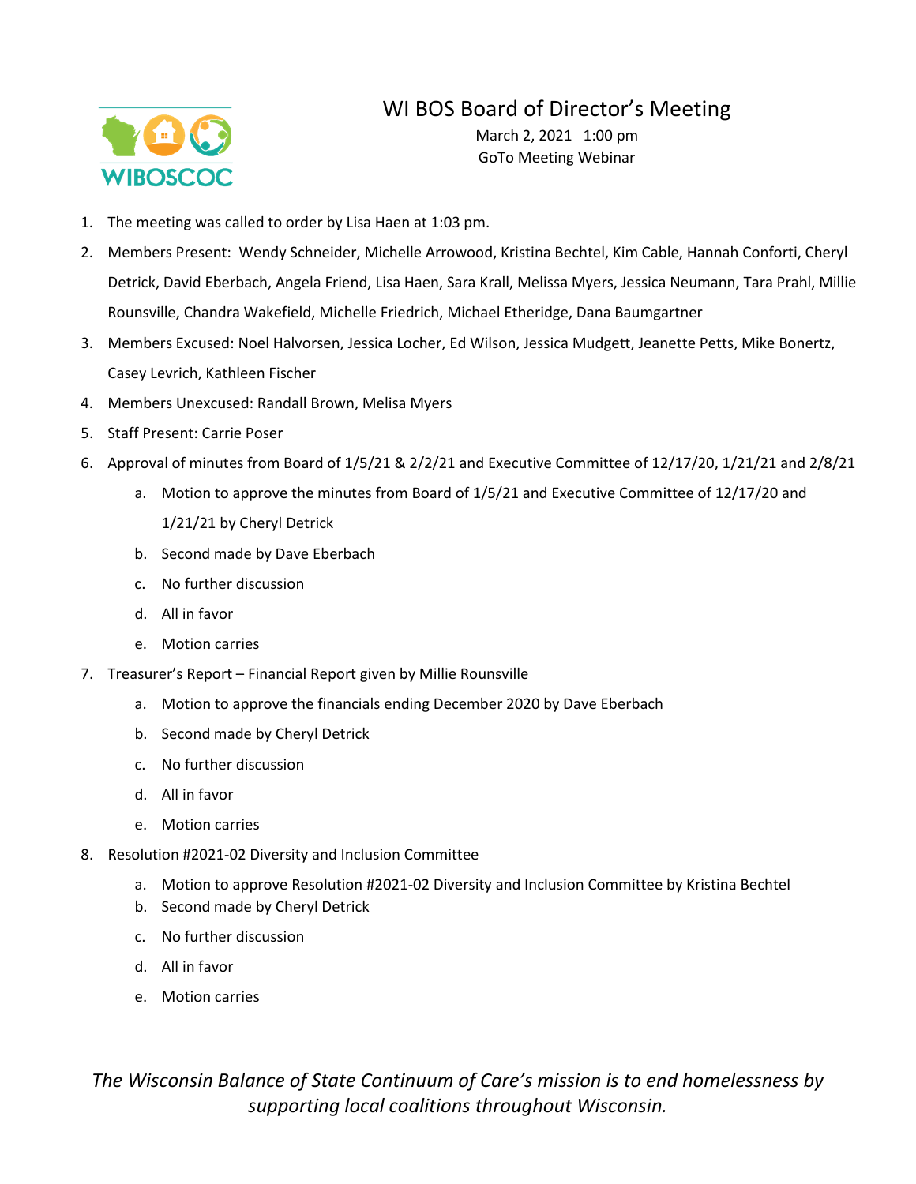# WI BOS Board of Director's Meeting

March 2, 2021 1:00 pm
GoTo Meeting Webinar

1. The meeting was called to order by Lisa Haen at 1:03 pm.
2. Members Present: Wendy Schneider, Michelle Arrowood, Kristina Bechtel, Kim Cable, Hannah Conforti, Cheryl Detrick, David Eberbach, Angela Friend, Lisa Haen, Sara Krall, Melissa Myers, Jessica Neumann, Tara Prahl, Millie Rounsville, Chandra Wakefield, Michelle Friedrich, Michael Etheridge, Dana Baumgartner
3. Members Excused: Noel Halvorsen, Jessica Locher, Ed Wilson, Jessica Mudgett, Jeanette Petts, Mike Bonertz, Casey Levrich, Kathleen Fischer
4. Members Unexcused: Randall Brown, Melisa Myers
5. Staff Present: Carrie Poser
6. Approval of minutes from Board of 1/5/21 & 2/2/21 and Executive Committee of 12/17/20, 1/21/21 and 2/8/21
   a. Motion to approve the minutes from Board of 1/5/21 and Executive Committee of 12/17/20 and 1/21/21 by Cheryl Detrick
   b. Second made by Dave Eberbach
   c. No further discussion
   d. All in favor
   e. Motion carries
7. Treasurer's Report – Financial Report given by Millie Rounsville
   a. Motion to approve the financials ending December 2020 by Dave Eberbach
   b. Second made by Cheryl Detrick
   c. No further discussion
   d. All in favor
   e. Motion carries
8. Resolution #2021-02 Diversity and Inclusion Committee
   a. Motion to approve Resolution #2021-02 Diversity and Inclusion Committee by Kristina Bechtel
   b. Second made by Cheryl Detrick
   c. No further discussion
   d. All in favor
   e. Motion carries

*The Wisconsin Balance of State Continuum of Care's mission is to end homelessness by supporting local coalitions throughout Wisconsin.*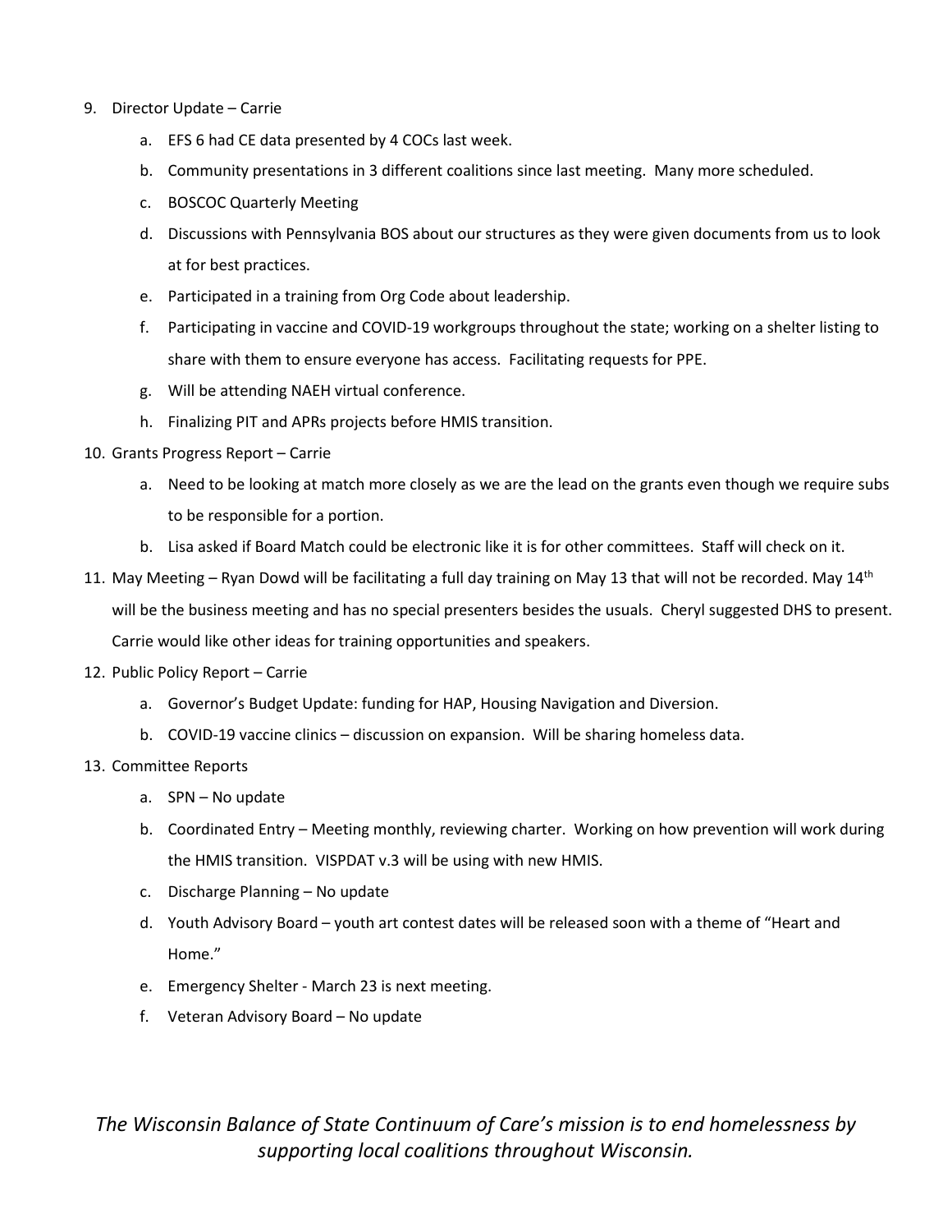9. Director Update – Carrie
    a. EFS 6 had CE data presented by 4 COCs last week.
    b. Community presentations in 3 different coalitions since last meeting. Many more scheduled.
    c. BOSCOC Quarterly Meeting
    d. Discussions with Pennsylvania BOS about our structures as they were given documents from us to look at for best practices.
    e. Participated in a training from Org Code about leadership.
    f. Participating in vaccine and COVID-19 workgroups throughout the state; working on a shelter listing to share with them to ensure everyone has access. Facilitating requests for PPE.
    g. Will be attending NAEH virtual conference.
    h. Finalizing PIT and APRs projects before HMIS transition.
10. Grants Progress Report – Carrie
    a. Need to be looking at match more closely as we are the lead on the grants even though we require subs to be responsible for a portion.
    b. Lisa asked if Board Match could be electronic like it is for other committees. Staff will check on it.
11. May Meeting – Ryan Dowd will be facilitating a full day training on May 13 that will not be recorded. May 14th will be the business meeting and has no special presenters besides the usuals. Cheryl suggested DHS to present. Carrie would like other ideas for training opportunities and speakers.
12. Public Policy Report – Carrie
    a. Governor's Budget Update: funding for HAP, Housing Navigation and Diversion.
    b. COVID-19 vaccine clinics – discussion on expansion. Will be sharing homeless data.
13. Committee Reports
    a. SPN – No update
    b. Coordinated Entry – Meeting monthly, reviewing charter. Working on how prevention will work during the HMIS transition. VISPDAT v.3 will be using with new HMIS.
    c. Discharge Planning – No update
    d. Youth Advisory Board – youth art contest dates will be released soon with a theme of "Heart and Home."
    e. Emergency Shelter - March 23 is next meeting.
    f. Veteran Advisory Board – No update

*The Wisconsin Balance of State Continuum of Care's mission is to end homelessness by supporting local coalitions throughout Wisconsin.*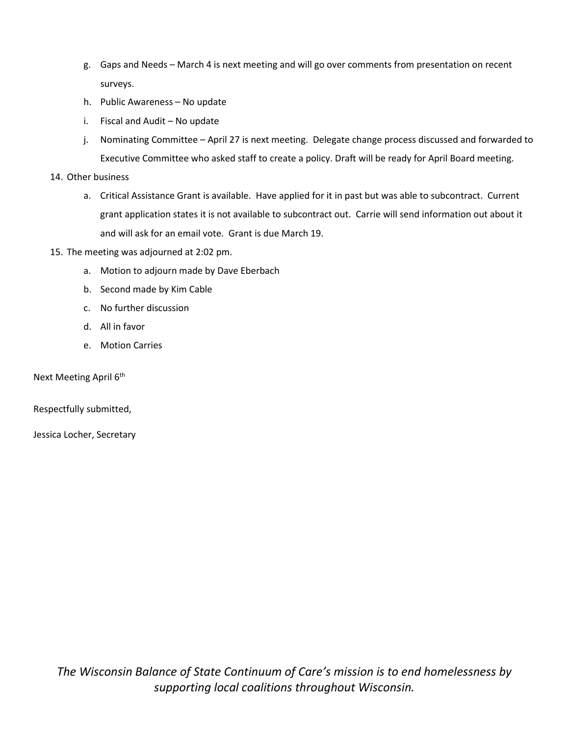g. Gaps and Needs – March 4 is next meeting and will go over comments from presentation on recent surveys.
   h. Public Awareness – No update
   i. Fiscal and Audit – No update
   j. Nominating Committee – April 27 is next meeting. Delegate change process discussed and forwarded to Executive Committee who asked staff to create a policy. Draft will be ready for April Board meeting.

14. Other business
    a. Critical Assistance Grant is available. Have applied for it in past but was able to subcontract. Current grant application states it is not available to subcontract out. Carrie will send information out about it and will ask for an email vote. Grant is due March 19.

15. The meeting was adjourned at 2:02 pm.
    a. Motion to adjourn made by Dave Eberbach
    b. Second made by Kim Cable
    c. No further discussion
    d. All in favor
    e. Motion Carries

Next Meeting April 6th

Respectfully submitted,

Jessica Locher, Secretary

*The Wisconsin Balance of State Continuum of Care's mission is to end homelessness by supporting local coalitions throughout Wisconsin.*